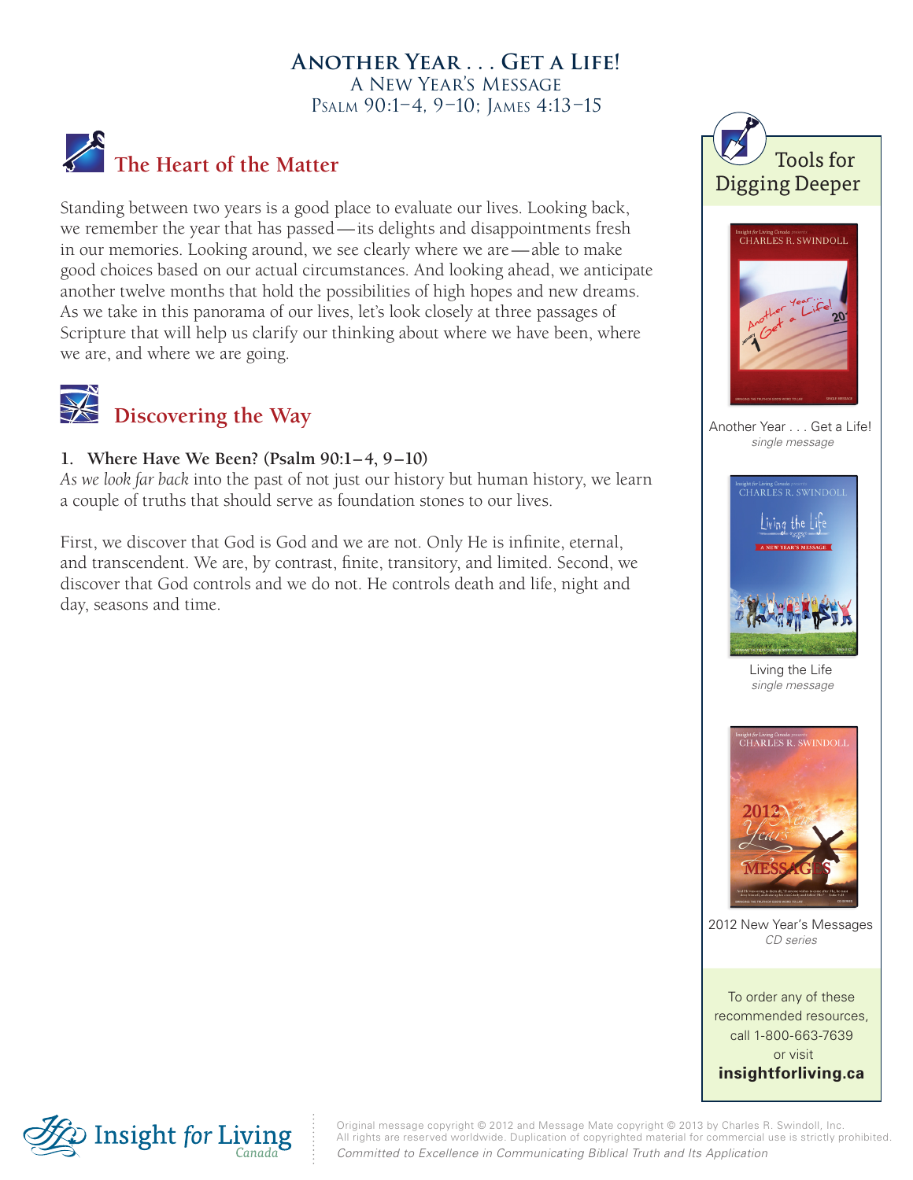# Another Year . . . Get a Life!

A New Year's Message

Psalm 90:1–4, 9–10; James 4:13–15

## The Heart of the Matter

Standing between two years is a good place to evaluate our lives. Looking back, we remember the year that has passed—its delights and disappointments fresh in our memories. Looking around, we see clearly where we are—able to make good choices based on our actual circumstances. And looking ahead, we anticipate another twelve months that hold the possibilities of high hopes and new dreams. As we take in this panorama of our lives, let's look closely at three passages of Scripture that will help us clarify our thinking about where we have been, where we are, and where we are going.

## Discovering the Way

**1. Where Have We Been? (Psalm 90:1–4, 9–10)**

*As we look far back* into the past of not just our history but human history, we learn a couple of truths that should serve as foundation stones to our lives.

First, we discover that God is God and we are not. Only He is infinite, eternal, and transcendent. We are, by contrast, finite, transitory, and limited. Second, we discover that God controls and we do not. He controls death and life, night and day, seasons and time.

## Tools for Digging Deeper

Another Year . . . Get a Life!
*single message*

Living the Life
*single message*

2012 New Year's Messages
*CD series*

To order any of these recommended resources, call 1-800-663-7639 or visit **insightforliving.ca**

Insight for Living Canada

Original message copyright © 2012 and Message Mate copyright © 2013 by Charles R. Swindoll, Inc. All rights are reserved worldwide. Duplication of copyrighted material for commercial use is strictly prohibited.

*Committed to Excellence in Communicating Biblical Truth and Its Application*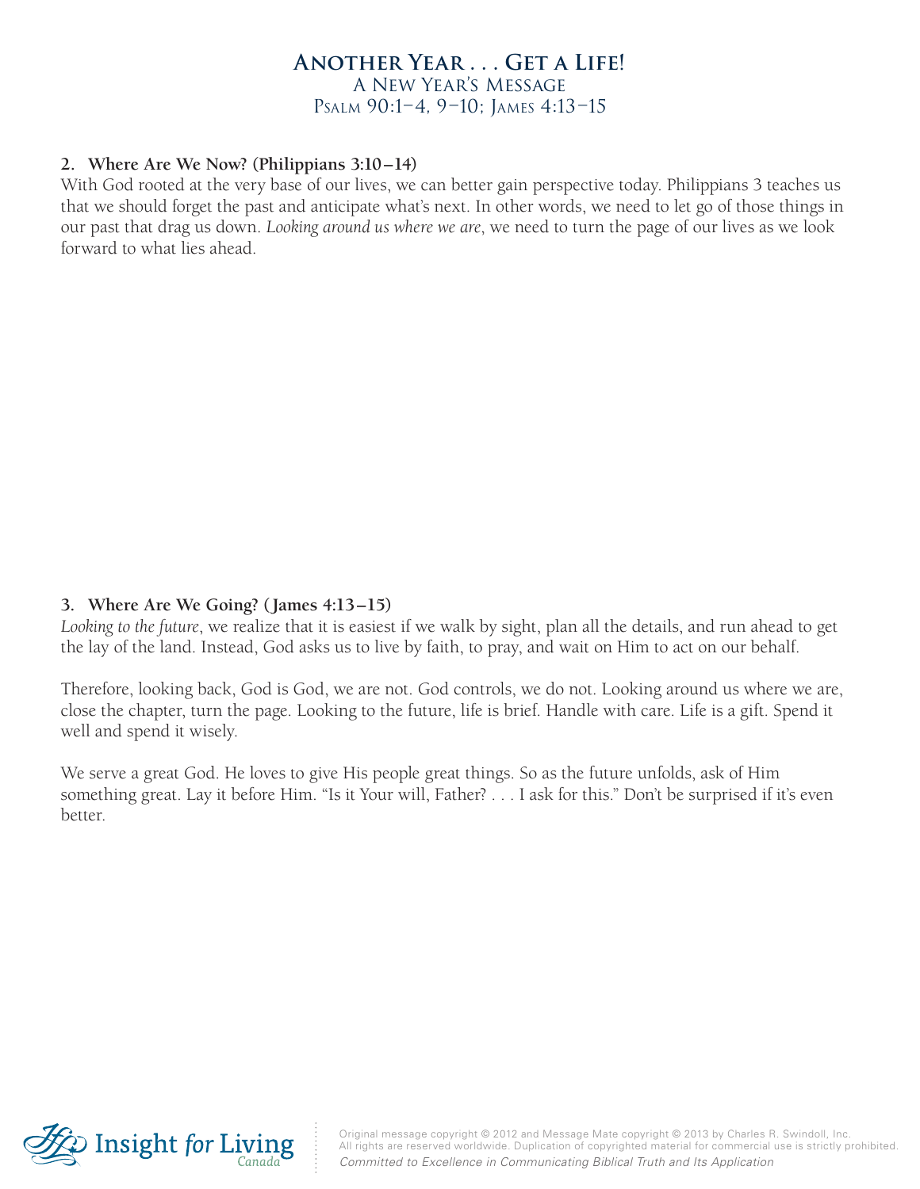# Another Year . . . Get a Life!

## A New Year's Message

## Psalm 90:1–4, 9–10; James 4:13–15

**2. Where Are We Now? (Philippians 3:10–14)**

With God rooted at the very base of our lives, we can better gain perspective today. Philippians 3 teaches us that we should forget the past and anticipate what's next. In other words, we need to let go of those things in our past that drag us down. *Looking around us where we are*, we need to turn the page of our lives as we look forward to what lies ahead.

**3. Where Are We Going? (James 4:13–15)**

*Looking to the future*, we realize that it is easiest if we walk by sight, plan all the details, and run ahead to get the lay of the land. Instead, God asks us to live by faith, to pray, and wait on Him to act on our behalf.

Therefore, looking back, God is God, we are not. God controls, we do not. Looking around us where we are, close the chapter, turn the page. Looking to the future, life is brief. Handle with care. Life is a gift. Spend it well and spend it wisely.

We serve a great God. He loves to give His people great things. So as the future unfolds, ask of Him something great. Lay it before Him. "Is it Your will, Father? . . . I ask for this." Don't be surprised if it's even better.

Original message copyright © 2012 and Message Mate copyright © 2013 by Charles R. Swindoll, Inc. All rights are reserved worldwide. Duplication of copyrighted material for commercial use is strictly prohibited.

*Committed to Excellence in Communicating Biblical Truth and Its Application*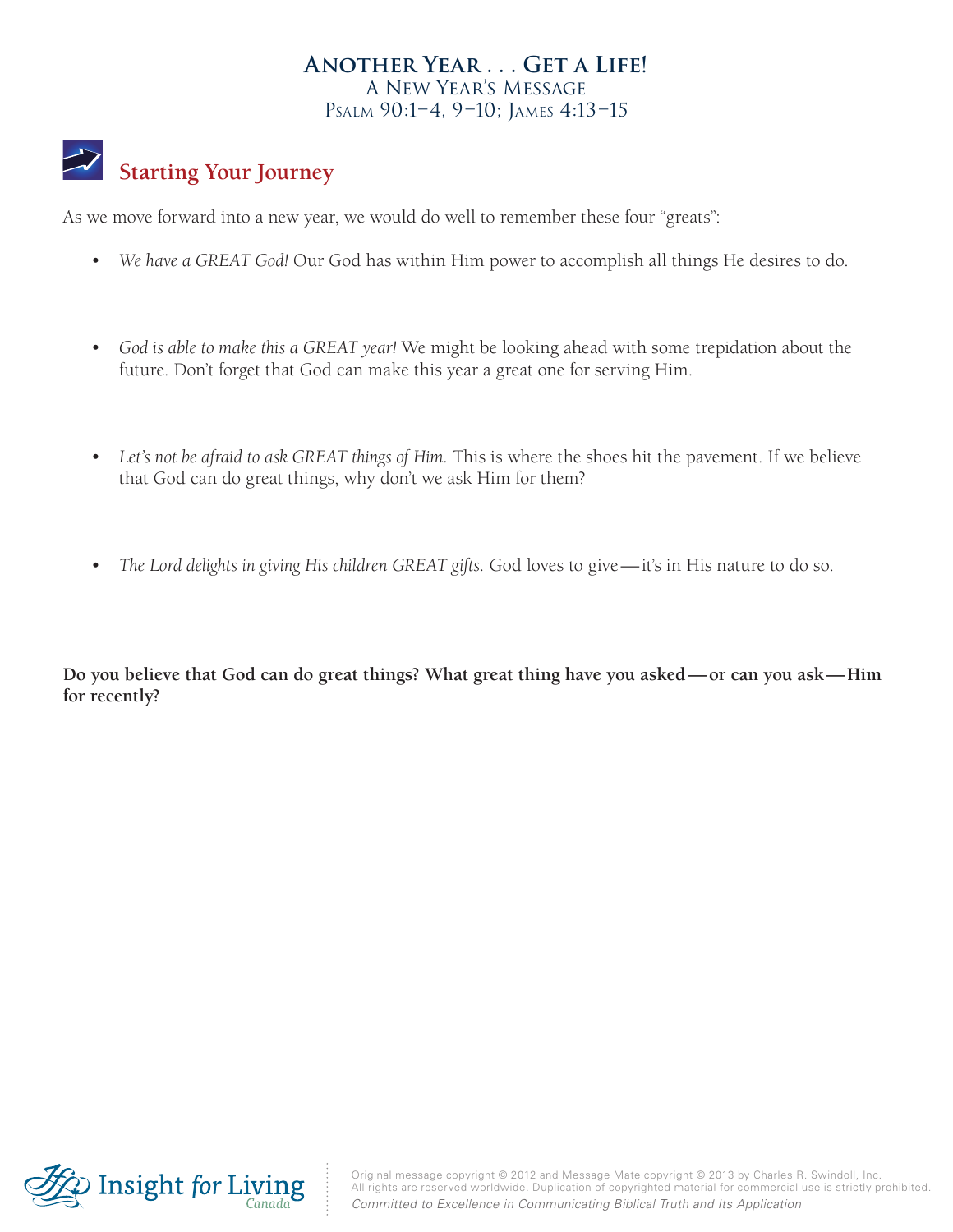# Another Year . . . Get a Life!

A New Year's Message

Psalm 90:1–4, 9–10; James 4:13–15

## Starting Your Journey

As we move forward into a new year, we would do well to remember these four "greats":

- *We have a GREAT God!* Our God has within Him power to accomplish all things He desires to do.
- *God is able to make this a GREAT year!* We might be looking ahead with some trepidation about the future. Don't forget that God can make this year a great one for serving Him.
- *Let's not be afraid to ask GREAT things of Him.* This is where the shoes hit the pavement. If we believe that God can do great things, why don't we ask Him for them?
- *The Lord delights in giving His children GREAT gifts.* God loves to give—it's in His nature to do so.

**Do you believe that God can do great things? What great thing have you asked—or can you ask—Him for recently?**

Original message copyright © 2012 and Message Mate copyright © 2013 by Charles R. Swindoll, Inc. All rights are reserved worldwide. Duplication of copyrighted material for commercial use is strictly prohibited.

*Committed to Excellence in Communicating Biblical Truth and Its Application*